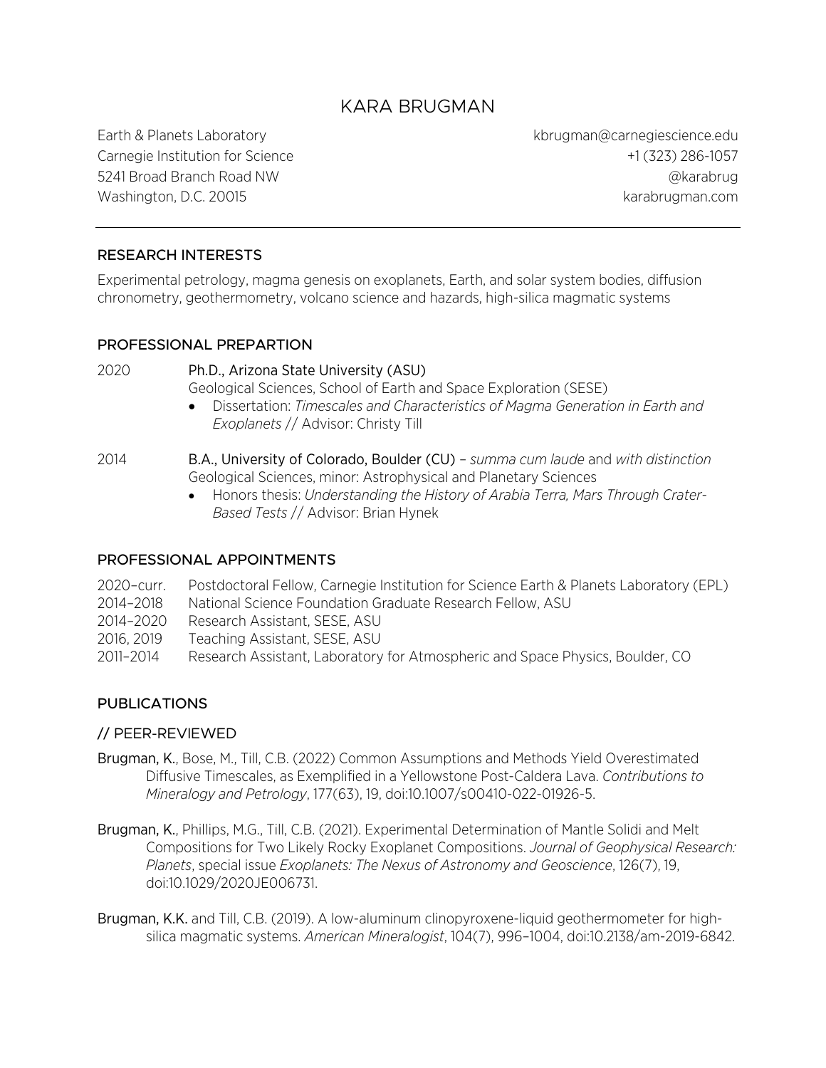# KARA BRUGMAN

Earth & Planets Laboratory
Carnegie Institution for Science
5241 Broad Branch Road NW
Washington, D.C. 20015

kbrugman@carnegiescience.edu
+1 (323) 286-1057
@karabrug
karabrugman.com

---

## RESEARCH INTERESTS

Experimental petrology, magma genesis on exoplanets, Earth, and solar system bodies, diffusion chronometry, geothermometry, volcano science and hazards, high-silica magmatic systems

## PROFESSIONAL PREPARTION

2020 Ph.D., Arizona State University (ASU)
Geological Sciences, School of Earth and Space Exploration (SESE)

- Dissertation: *Timescales and Characteristics of Magma Generation in Earth and Exoplanets* // Advisor: Christy Till

2014 B.A., University of Colorado, Boulder (CU) – *summa cum laude* and *with distinction*
Geological Sciences, minor: Astrophysical and Planetary Sciences

- Honors thesis: *Understanding the History of Arabia Terra, Mars Through Crater-Based Tests* // Advisor: Brian Hynek

## PROFESSIONAL APPOINTMENTS

2020–curr. Postdoctoral Fellow, Carnegie Institution for Science Earth & Planets Laboratory (EPL)
2014–2018 National Science Foundation Graduate Research Fellow, ASU
2014–2020 Research Assistant, SESE, ASU
2016, 2019 Teaching Assistant, SESE, ASU
2011–2014 Research Assistant, Laboratory for Atmospheric and Space Physics, Boulder, CO

## PUBLICATIONS

### // PEER-REVIEWED

**Brugman, K.**, Bose, M., Till, C.B. (2022) Common Assumptions and Methods Yield Overestimated Diffusive Timescales, as Exemplified in a Yellowstone Post-Caldera Lava. *Contributions to Mineralogy and Petrology*, 177(63), 19, doi:10.1007/s00410-022-01926-5.

**Brugman, K.**, Phillips, M.G., Till, C.B. (2021). Experimental Determination of Mantle Solidi and Melt Compositions for Two Likely Rocky Exoplanet Compositions. *Journal of Geophysical Research: Planets*, special issue *Exoplanets: The Nexus of Astronomy and Geoscience*, 126(7), 19, doi:10.1029/2020JE006731.

**Brugman, K.K.** and Till, C.B. (2019). A low-aluminum clinopyroxene-liquid geothermometer for high-silica magmatic systems. *American Mineralogist*, 104(7), 996–1004, doi:10.2138/am-2019-6842.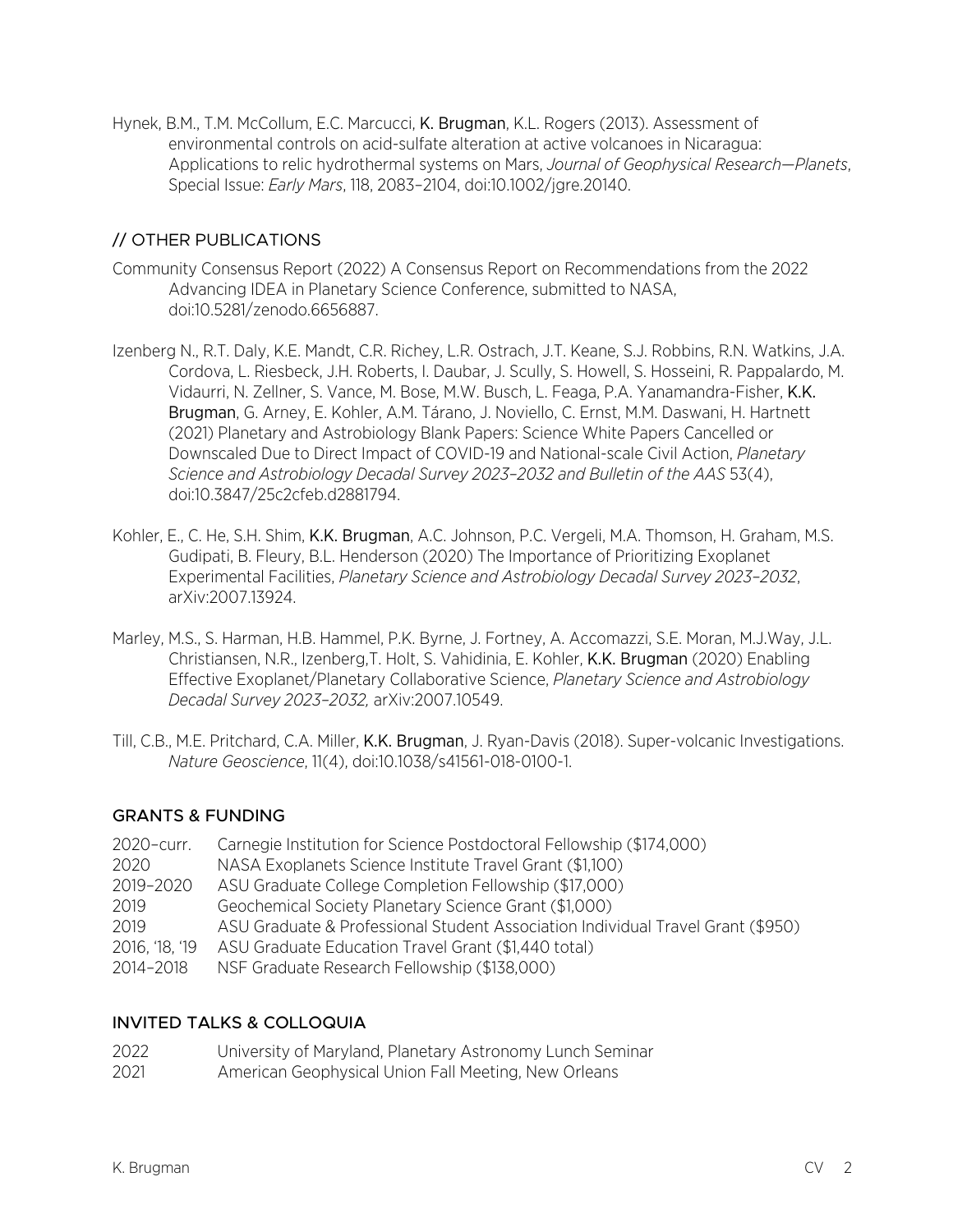Hynek, B.M., T.M. McCollum, E.C. Marcucci, **K. Brugman**, K.L. Rogers (2013). Assessment of environmental controls on acid-sulfate alteration at active volcanoes in Nicaragua: Applications to relic hydrothermal systems on Mars, *Journal of Geophysical Research—Planets*, Special Issue: *Early Mars*, 118, 2083–2104, doi:10.1002/jgre.20140.

## // OTHER PUBLICATIONS

Community Consensus Report (2022) A Consensus Report on Recommendations from the 2022 Advancing IDEA in Planetary Science Conference, submitted to NASA, doi:10.5281/zenodo.6656887.

Izenberg N., R.T. Daly, K.E. Mandt, C.R. Richey, L.R. Ostrach, J.T. Keane, S.J. Robbins, R.N. Watkins, J.A. Cordova, L. Riesbeck, J.H. Roberts, I. Daubar, J. Scully, S. Howell, S. Hosseini, R. Pappalardo, M. Vidaurri, N. Zellner, S. Vance, M. Bose, M.W. Busch, L. Feaga, P.A. Yanamandra-Fisher, **K.K. Brugman**, G. Arney, E. Kohler, A.M. Tárano, J. Noviello, C. Ernst, M.M. Daswani, H. Hartnett (2021) Planetary and Astrobiology Blank Papers: Science White Papers Cancelled or Downscaled Due to Direct Impact of COVID-19 and National-scale Civil Action, *Planetary Science and Astrobiology Decadal Survey 2023–2032 and Bulletin of the AAS* 53(4), doi:10.3847/25c2cfeb.d2881794.

Kohler, E., C. He, S.H. Shim, **K.K. Brugman**, A.C. Johnson, P.C. Vergeli, M.A. Thomson, H. Graham, M.S. Gudipati, B. Fleury, B.L. Henderson (2020) The Importance of Prioritizing Exoplanet Experimental Facilities, *Planetary Science and Astrobiology Decadal Survey 2023–2032*, arXiv:2007.13924.

Marley, M.S., S. Harman, H.B. Hammel, P.K. Byrne, J. Fortney, A. Accomazzi, S.E. Moran, M.J.Way, J.L. Christiansen, N.R., Izenberg,T. Holt, S. Vahidinia, E. Kohler, **K.K. Brugman** (2020) Enabling Effective Exoplanet/Planetary Collaborative Science, *Planetary Science and Astrobiology Decadal Survey 2023–2032,* arXiv:2007.10549.

Till, C.B., M.E. Pritchard, C.A. Miller, **K.K. Brugman**, J. Ryan-Davis (2018). Super-volcanic Investigations. *Nature Geoscience*, 11(4), doi:10.1038/s41561-018-0100-1.

## GRANTS & FUNDING

| | |
|---|---|
| 2020–curr. | Carnegie Institution for Science Postdoctoral Fellowship ($174,000) |
| 2020 | NASA Exoplanets Science Institute Travel Grant ($1,100) |
| 2019–2020 | ASU Graduate College Completion Fellowship ($17,000) |
| 2019 | Geochemical Society Planetary Science Grant ($1,000) |
| 2019 | ASU Graduate & Professional Student Association Individual Travel Grant ($950) |
| 2016, '18, '19 | ASU Graduate Education Travel Grant ($1,440 total) |
| 2014–2018 | NSF Graduate Research Fellowship ($138,000) |

## INVITED TALKS & COLLOQUIA

| | |
|---|---|
| 2022 | University of Maryland, Planetary Astronomy Lunch Seminar |
| 2021 | American Geophysical Union Fall Meeting, New Orleans |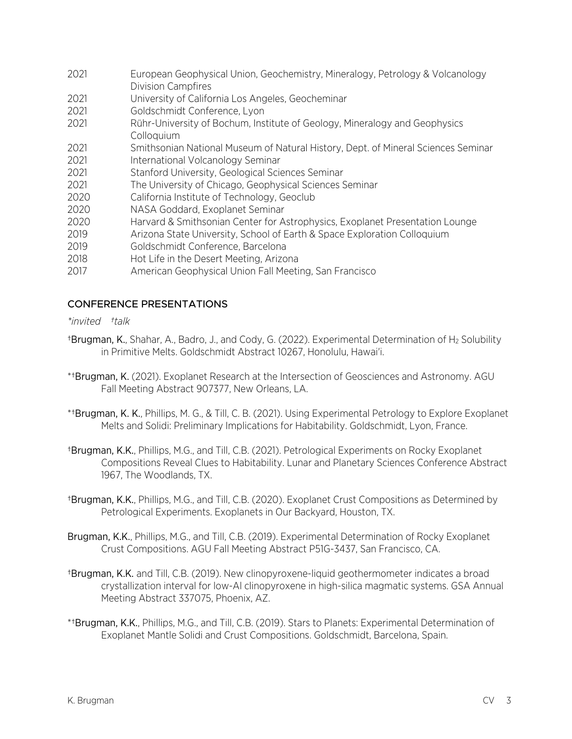| | |
|---|---|
| 2021 | European Geophysical Union, Geochemistry, Mineralogy, Petrology & Volcanology Division Campfires |
| 2021 | University of California Los Angeles, Geocheminar |
| 2021 | Goldschmidt Conference, Lyon |
| 2021 | Rühr-University of Bochum, Institute of Geology, Mineralogy and Geophysics Colloquium |
| 2021 | Smithsonian National Museum of Natural History, Dept. of Mineral Sciences Seminar |
| 2021 | International Volcanology Seminar |
| 2021 | Stanford University, Geological Sciences Seminar |
| 2021 | The University of Chicago, Geophysical Sciences Seminar |
| 2020 | California Institute of Technology, Geoclub |
| 2020 | NASA Goddard, Exoplanet Seminar |
| 2020 | Harvard & Smithsonian Center for Astrophysics, Exoplanet Presentation Lounge |
| 2019 | Arizona State University, School of Earth & Space Exploration Colloquium |
| 2019 | Goldschmidt Conference, Barcelona |
| 2018 | Hot Life in the Desert Meeting, Arizona |
| 2017 | American Geophysical Union Fall Meeting, San Francisco |

## CONFERENCE PRESENTATIONS

*\*invited †talk*

†**Brugman, K.**, Shahar, A., Badro, J., and Cody, G. (2022). Experimental Determination of $H_2$ Solubility in Primitive Melts. Goldschmidt Abstract 10267, Honolulu, Hawai'i.

*†**Brugman, K.** (2021). Exoplanet Research at the Intersection of Geosciences and Astronomy. AGU Fall Meeting Abstract 907377, New Orleans, LA.

*†**Brugman, K. K.**, Phillips, M. G., & Till, C. B. (2021). Using Experimental Petrology to Explore Exoplanet Melts and Solidi: Preliminary Implications for Habitability. Goldschmidt, Lyon, France.

†**Brugman, K.K.**, Phillips, M.G., and Till, C.B. (2021). Petrological Experiments on Rocky Exoplanet Compositions Reveal Clues to Habitability. Lunar and Planetary Sciences Conference Abstract 1967, The Woodlands, TX.

†**Brugman, K.K.**, Phillips, M.G., and Till, C.B. (2020). Exoplanet Crust Compositions as Determined by Petrological Experiments. Exoplanets in Our Backyard, Houston, TX.

**Brugman, K.K.**, Phillips, M.G., and Till, C.B. (2019). Experimental Determination of Rocky Exoplanet Crust Compositions. AGU Fall Meeting Abstract P51G-3437, San Francisco, CA.

†**Brugman, K.K.** and Till, C.B. (2019). New clinopyroxene-liquid geothermometer indicates a broad crystallization interval for low-Al clinopyroxene in high-silica magmatic systems. GSA Annual Meeting Abstract 337075, Phoenix, AZ.

*†**Brugman, K.K.**, Phillips, M.G., and Till, C.B. (2019). Stars to Planets: Experimental Determination of Exoplanet Mantle Solidi and Crust Compositions. Goldschmidt, Barcelona, Spain.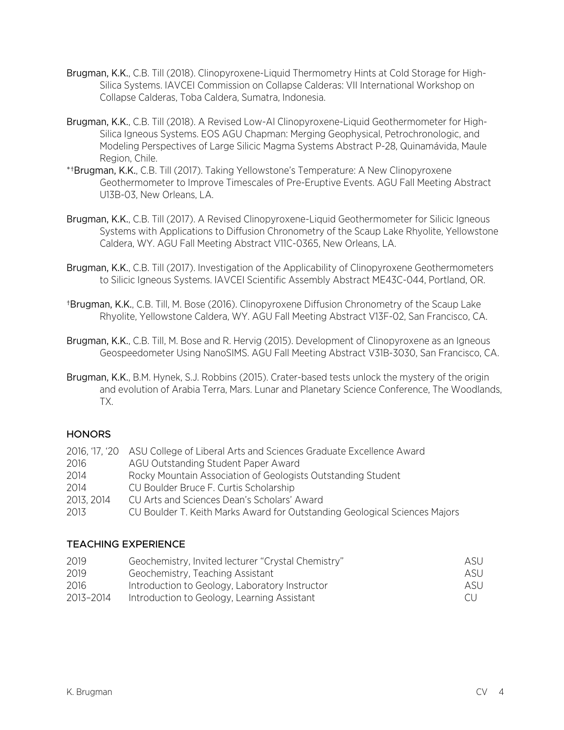**Brugman, K.K.**, C.B. Till (2018). Clinopyroxene-Liquid Thermometry Hints at Cold Storage for High-Silica Systems. IAVCEI Commission on Collapse Calderas: VII International Workshop on Collapse Calderas, Toba Caldera, Sumatra, Indonesia.

**Brugman, K.K.**, C.B. Till (2018). A Revised Low-Al Clinopyroxene-Liquid Geothermometer for High-Silica Igneous Systems. EOS AGU Chapman: Merging Geophysical, Petrochronologic, and Modeling Perspectives of Large Silicic Magma Systems Abstract P-28, Quinamávida, Maule Region, Chile.

*†**Brugman, K.K.**, C.B. Till (2017). Taking Yellowstone's Temperature: A New Clinopyroxene Geothermometer to Improve Timescales of Pre-Eruptive Events. AGU Fall Meeting Abstract U13B-03, New Orleans, LA.

**Brugman, K.K.**, C.B. Till (2017). A Revised Clinopyroxene-Liquid Geothermometer for Silicic Igneous Systems with Applications to Diffusion Chronometry of the Scaup Lake Rhyolite, Yellowstone Caldera, WY. AGU Fall Meeting Abstract V11C-0365, New Orleans, LA.

**Brugman, K.K.**, C.B. Till (2017). Investigation of the Applicability of Clinopyroxene Geothermometers to Silicic Igneous Systems. IAVCEI Scientific Assembly Abstract ME43C-044, Portland, OR.

†**Brugman, K.K.**, C.B. Till, M. Bose (2016). Clinopyroxene Diffusion Chronometry of the Scaup Lake Rhyolite, Yellowstone Caldera, WY. AGU Fall Meeting Abstract V13F-02, San Francisco, CA.

**Brugman, K.K.**, C.B. Till, M. Bose and R. Hervig (2015). Development of Clinopyroxene as an Igneous Geospeedometer Using NanoSIMS. AGU Fall Meeting Abstract V31B-3030, San Francisco, CA.

**Brugman, K.K.**, B.M. Hynek, S.J. Robbins (2015). Crater-based tests unlock the mystery of the origin and evolution of Arabia Terra, Mars. Lunar and Planetary Science Conference, The Woodlands, TX.

## HONORS

| | |
|---|---|
| 2016, '17, '20 | ASU College of Liberal Arts and Sciences Graduate Excellence Award |
| 2016 | AGU Outstanding Student Paper Award |
| 2014 | Rocky Mountain Association of Geologists Outstanding Student |
| 2014 | CU Boulder Bruce F. Curtis Scholarship |
| 2013, 2014 | CU Arts and Sciences Dean's Scholars' Award |
| 2013 | CU Boulder T. Keith Marks Award for Outstanding Geological Sciences Majors |

## TEACHING EXPERIENCE

| | | |
|---|---|---|
| 2019 | Geochemistry, Invited lecturer "Crystal Chemistry" | ASU |
| 2019 | Geochemistry, Teaching Assistant | ASU |
| 2016 | Introduction to Geology, Laboratory Instructor | ASU |
| 2013–2014 | Introduction to Geology, Learning Assistant | CU |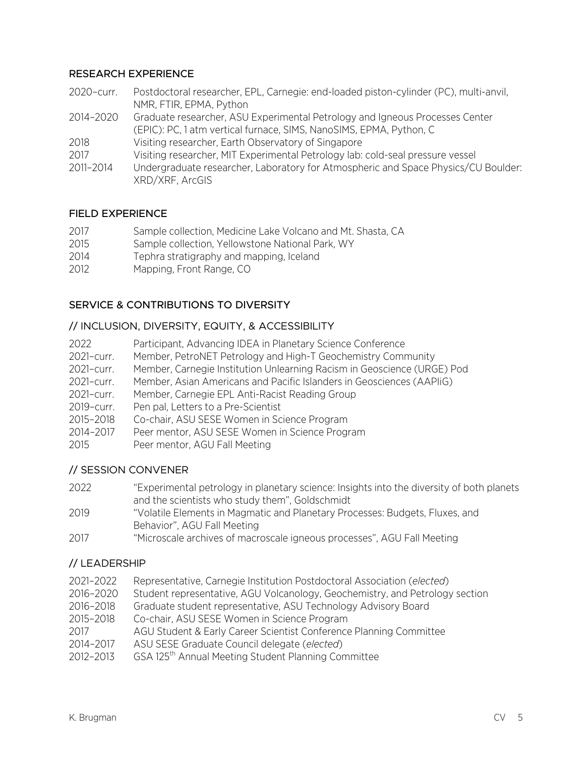## RESEARCH EXPERIENCE

2020–curr. Postdoctoral researcher, EPL, Carnegie: end-loaded piston-cylinder (PC), multi-anvil, NMR, FTIR, EPMA, Python

2014–2020 Graduate researcher, ASU Experimental Petrology and Igneous Processes Center (EPIC): PC, 1 atm vertical furnace, SIMS, NanoSIMS, EPMA, Python, C

2018 Visiting researcher, Earth Observatory of Singapore

2017 Visiting researcher, MIT Experimental Petrology lab: cold-seal pressure vessel

2011–2014 Undergraduate researcher, Laboratory for Atmospheric and Space Physics/CU Boulder: XRD/XRF, ArcGIS

## FIELD EXPERIENCE

2017 Sample collection, Medicine Lake Volcano and Mt. Shasta, CA

2015 Sample collection, Yellowstone National Park, WY

2014 Tephra stratigraphy and mapping, Iceland

2012 Mapping, Front Range, CO

## SERVICE & CONTRIBUTIONS TO DIVERSITY

### // INCLUSION, DIVERSITY, EQUITY, & ACCESSIBILITY

2022 Participant, Advancing IDEA in Planetary Science Conference

2021–curr. Member, PetroNET Petrology and High-T Geochemistry Community

2021–curr. Member, Carnegie Institution Unlearning Racism in Geoscience (URGE) Pod

2021–curr. Member, Asian Americans and Pacific Islanders in Geosciences (AAPIiG)

2021–curr. Member, Carnegie EPL Anti-Racist Reading Group

2019–curr. Pen pal, Letters to a Pre-Scientist

2015–2018 Co-chair, ASU SESE Women in Science Program

2014–2017 Peer mentor, ASU SESE Women in Science Program

2015 Peer mentor, AGU Fall Meeting

### // SESSION CONVENER

2022 "Experimental petrology in planetary science: Insights into the diversity of both planets and the scientists who study them", Goldschmidt

2019 "Volatile Elements in Magmatic and Planetary Processes: Budgets, Fluxes, and Behavior", AGU Fall Meeting

2017 "Microscale archives of macroscale igneous processes", AGU Fall Meeting

### // LEADERSHIP

2021–2022 Representative, Carnegie Institution Postdoctoral Association (*elected*)

2016–2020 Student representative, AGU Volcanology, Geochemistry, and Petrology section

2016–2018 Graduate student representative, ASU Technology Advisory Board

2015–2018 Co-chair, ASU SESE Women in Science Program

2017 AGU Student & Early Career Scientist Conference Planning Committee

2014–2017 ASU SESE Graduate Council delegate (*elected*)

2012–2013 GSA 125th Annual Meeting Student Planning Committee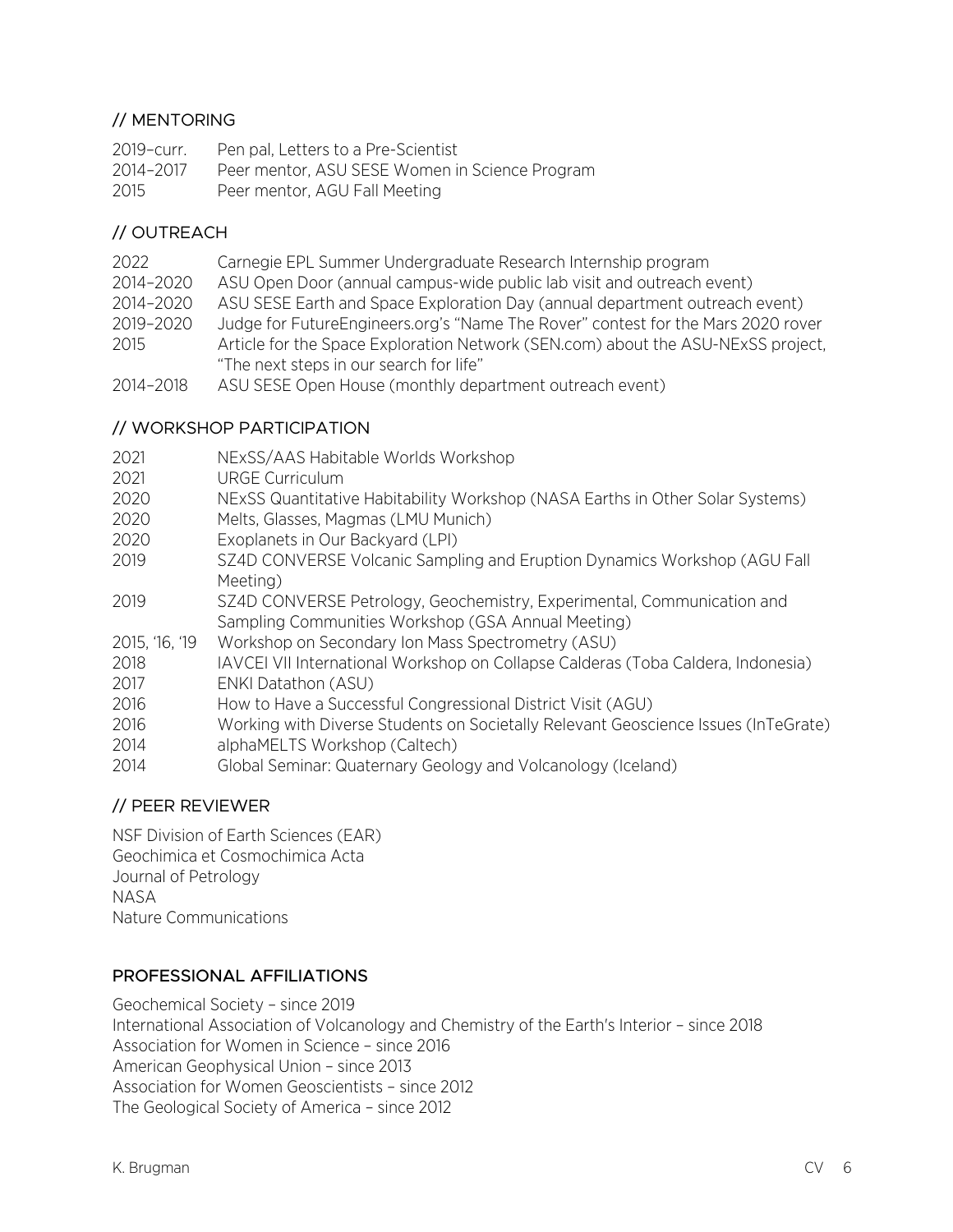## // MENTORING

| | |
|---|---|
| 2019–curr. | Pen pal, Letters to a Pre-Scientist |
| 2014–2017 | Peer mentor, ASU SESE Women in Science Program |
| 2015 | Peer mentor, AGU Fall Meeting |

## // OUTREACH

| | |
|---|---|
| 2022 | Carnegie EPL Summer Undergraduate Research Internship program |
| 2014–2020 | ASU Open Door (annual campus-wide public lab visit and outreach event) |
| 2014–2020 | ASU SESE Earth and Space Exploration Day (annual department outreach event) |
| 2019–2020 | Judge for FutureEngineers.org's "Name The Rover" contest for the Mars 2020 rover |
| 2015 | Article for the Space Exploration Network (SEN.com) about the ASU-NExSS project, "The next steps in our search for life" |
| 2014–2018 | ASU SESE Open House (monthly department outreach event) |

## // WORKSHOP PARTICIPATION

| | |
|---|---|
| 2021 | NExSS/AAS Habitable Worlds Workshop |
| 2021 | URGE Curriculum |
| 2020 | NExSS Quantitative Habitability Workshop (NASA Earths in Other Solar Systems) |
| 2020 | Melts, Glasses, Magmas (LMU Munich) |
| 2020 | Exoplanets in Our Backyard (LPI) |
| 2019 | SZ4D CONVERSE Volcanic Sampling and Eruption Dynamics Workshop (AGU Fall Meeting) |
| 2019 | SZ4D CONVERSE Petrology, Geochemistry, Experimental, Communication and Sampling Communities Workshop (GSA Annual Meeting) |
| 2015, '16, '19 | Workshop on Secondary Ion Mass Spectrometry (ASU) |
| 2018 | IAVCEI VII International Workshop on Collapse Calderas (Toba Caldera, Indonesia) |
| 2017 | ENKI Datathon (ASU) |
| 2016 | How to Have a Successful Congressional District Visit (AGU) |
| 2016 | Working with Diverse Students on Societally Relevant Geoscience Issues (InTeGrate) |
| 2014 | alphaMELTS Workshop (Caltech) |
| 2014 | Global Seminar: Quaternary Geology and Volcanology (Iceland) |

## // PEER REVIEWER

NSF Division of Earth Sciences (EAR)
Geochimica et Cosmochimica Acta
Journal of Petrology
NASA
Nature Communications

# PROFESSIONAL AFFILIATIONS

Geochemical Society – since 2019
International Association of Volcanology and Chemistry of the Earth's Interior – since 2018
Association for Women in Science – since 2016
American Geophysical Union – since 2013
Association for Women Geoscientists – since 2012
The Geological Society of America – since 2012